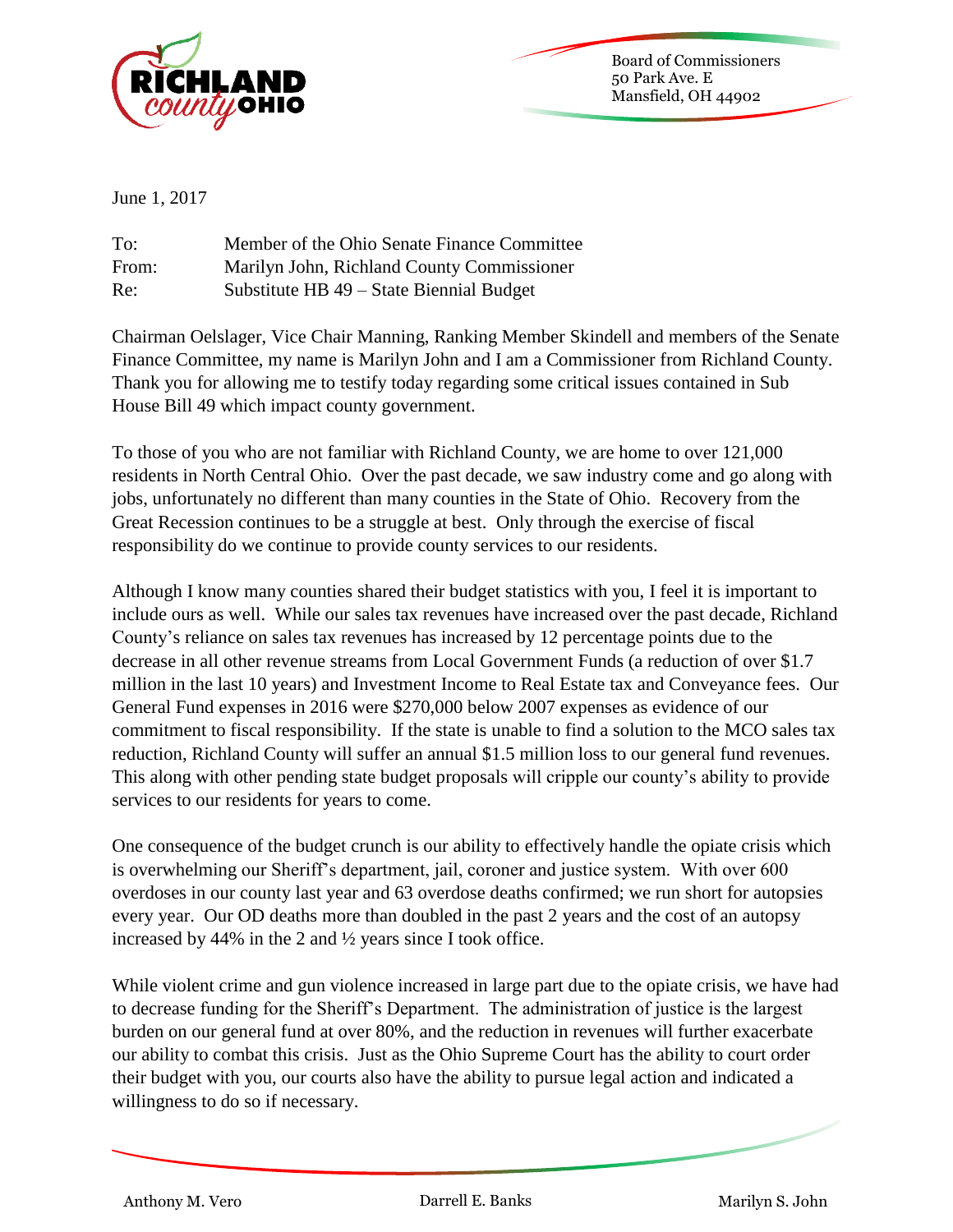Board of Commissioners
50 Park Ave. E
Mansfield, OH 44902

June 1, 2017

To: Member of the Ohio Senate Finance Committee
From: Marilyn John, Richland County Commissioner
Re: Substitute HB 49 – State Biennial Budget

Chairman Oelslager, Vice Chair Manning, Ranking Member Skindell and members of the Senate Finance Committee, my name is Marilyn John and I am a Commissioner from Richland County. Thank you for allowing me to testify today regarding some critical issues contained in Sub House Bill 49 which impact county government.

To those of you who are not familiar with Richland County, we are home to over 121,000 residents in North Central Ohio. Over the past decade, we saw industry come and go along with jobs, unfortunately no different than many counties in the State of Ohio. Recovery from the Great Recession continues to be a struggle at best. Only through the exercise of fiscal responsibility do we continue to provide county services to our residents.

Although I know many counties shared their budget statistics with you, I feel it is important to include ours as well. While our sales tax revenues have increased over the past decade, Richland County's reliance on sales tax revenues has increased by 12 percentage points due to the decrease in all other revenue streams from Local Government Funds (a reduction of over $1.7 million in the last 10 years) and Investment Income to Real Estate tax and Conveyance fees. Our General Fund expenses in 2016 were $270,000 below 2007 expenses as evidence of our commitment to fiscal responsibility. If the state is unable to find a solution to the MCO sales tax reduction, Richland County will suffer an annual $1.5 million loss to our general fund revenues. This along with other pending state budget proposals will cripple our county's ability to provide services to our residents for years to come.

One consequence of the budget crunch is our ability to effectively handle the opiate crisis which is overwhelming our Sheriff's department, jail, coroner and justice system. With over 600 overdoses in our county last year and 63 overdose deaths confirmed; we run short for autopsies every year. Our OD deaths more than doubled in the past 2 years and the cost of an autopsy increased by 44% in the 2 and ½ years since I took office.

While violent crime and gun violence increased in large part due to the opiate crisis, we have had to decrease funding for the Sheriff's Department. The administration of justice is the largest burden on our general fund at over 80%, and the reduction in revenues will further exacerbate our ability to combat this crisis. Just as the Ohio Supreme Court has the ability to court order their budget with you, our courts also have the ability to pursue legal action and indicated a willingness to do so if necessary.

Anthony M. Vero Darrell E. Banks Marilyn S. John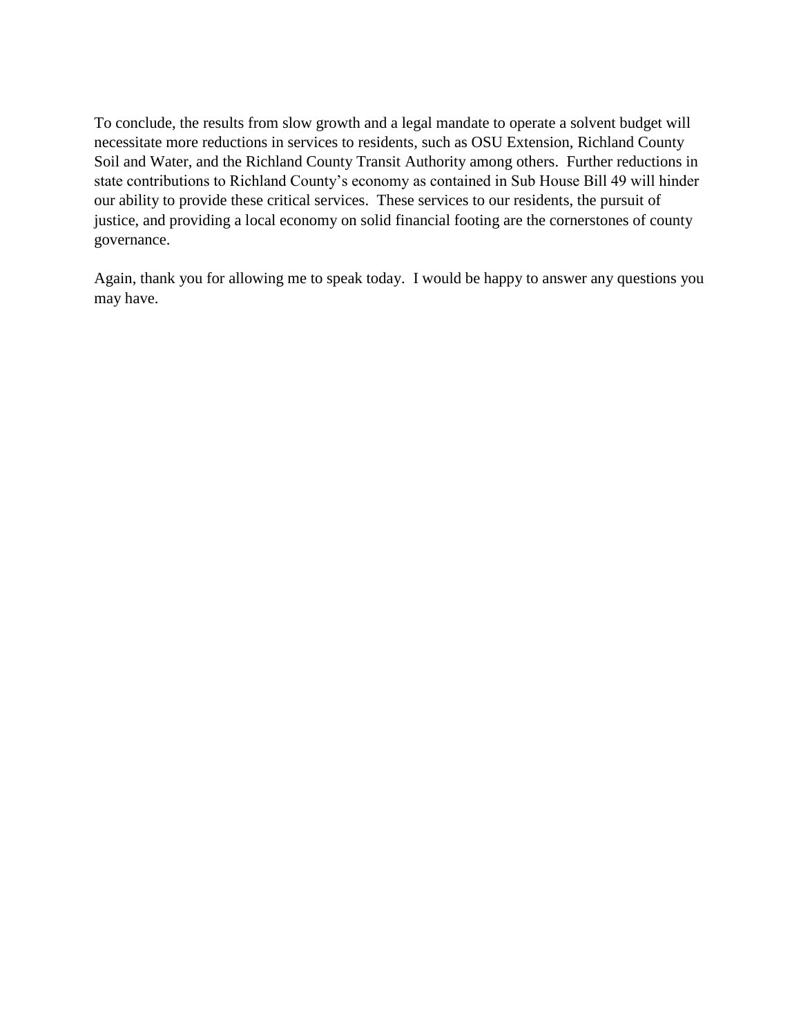To conclude, the results from slow growth and a legal mandate to operate a solvent budget will necessitate more reductions in services to residents, such as OSU Extension, Richland County Soil and Water, and the Richland County Transit Authority among others. Further reductions in state contributions to Richland County's economy as contained in Sub House Bill 49 will hinder our ability to provide these critical services. These services to our residents, the pursuit of justice, and providing a local economy on solid financial footing are the cornerstones of county governance.

Again, thank you for allowing me to speak today. I would be happy to answer any questions you may have.